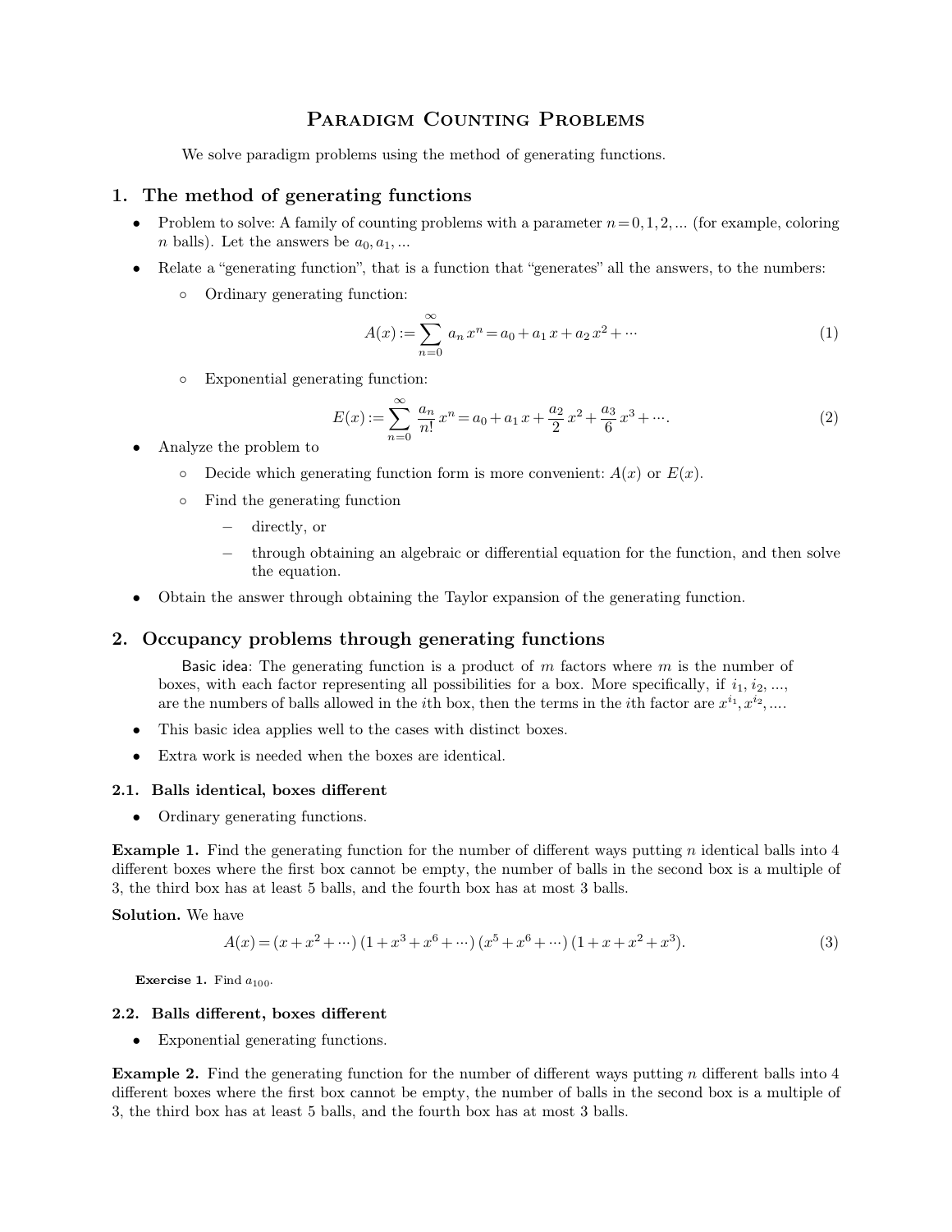# Paradigm Counting Problems

We solve paradigm problems using the method of generating functions.

## 1. The method of generating functions

- Problem to solve: A family of counting problems with a parameter $n = 0, 1, 2, ...$ (for example, coloring $n$ balls). Let the answers be $a_0, a_1, ...$
- Relate a "generating function", that is a function that "generates" all the answers, to the numbers:
  - Ordinary generating function:

$$A(x) := \sum_{n=0}^{\infty} a_n x^n = a_0 + a_1 x + a_2 x^2 + \cdots \tag{1}$$

  - Exponential generating function:

$$E(x) := \sum_{n=0}^{\infty} \frac{a_n}{n!} x^n = a_0 + a_1 x + \frac{a_2}{2} x^2 + \frac{a_3}{6} x^3 + \cdots. \tag{2}$$

- Analyze the problem to
  - Decide which generating function form is more convenient: $A(x)$ or $E(x)$.
  - Find the generating function
    - directly, or
    - through obtaining an algebraic or differential equation for the function, and then solve the equation.
- Obtain the answer through obtaining the Taylor expansion of the generating function.

## 2. Occupancy problems through generating functions

Basic idea: The generating function is a product of $m$ factors where $m$ is the number of boxes, with each factor representing all possibilities for a box. More specifically, if $i_1, i_2, ...,$ are the numbers of balls allowed in the $i$th box, then the terms in the $i$th factor are $x^{i_1}, x^{i_2}, ....$

- This basic idea applies well to the cases with distinct boxes.
- Extra work is needed when the boxes are identical.

### 2.1. Balls identical, boxes different

- Ordinary generating functions.

**Example 1.** Find the generating function for the number of different ways putting $n$ identical balls into 4 different boxes where the first box cannot be empty, the number of balls in the second box is a multiple of 3, the third box has at least 5 balls, and the fourth box has at most 3 balls.

**Solution.** We have

$$A(x) = (x + x^2 + \cdots)(1 + x^3 + x^6 + \cdots)(x^5 + x^6 + \cdots)(1 + x + x^2 + x^3). \tag{3}$$

**Exercise 1.** Find $a_{100}$.

### 2.2. Balls different, boxes different

- Exponential generating functions.

**Example 2.** Find the generating function for the number of different ways putting $n$ different balls into 4 different boxes where the first box cannot be empty, the number of balls in the second box is a multiple of 3, the third box has at least 5 balls, and the fourth box has at most 3 balls.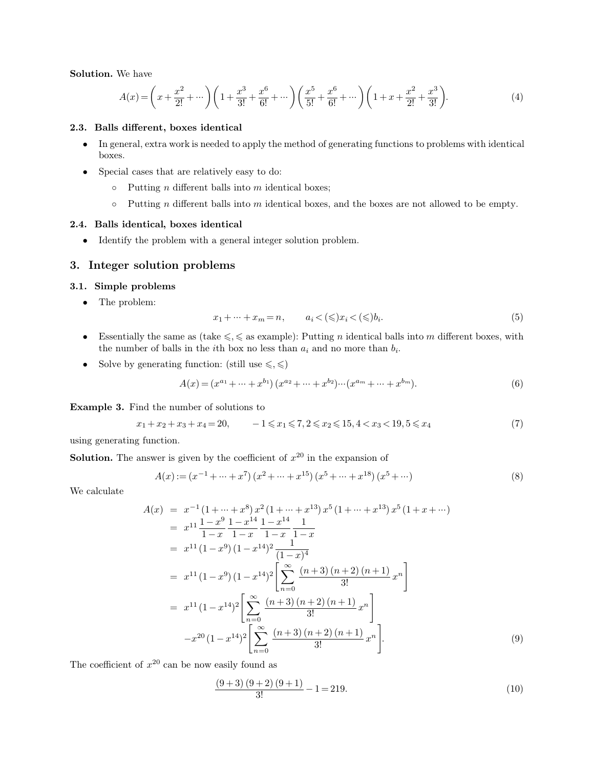**Solution.** We have

$$A(x) = \left(x + \frac{x^2}{2!} + \cdots\right)\left(1 + \frac{x^3}{3!} + \frac{x^6}{6!} + \cdots\right)\left(\frac{x^5}{5!} + \frac{x^6}{6!} + \cdots\right)\left(1 + x + \frac{x^2}{2!} + \frac{x^3}{3!}\right). \tag{4}$$

### 2.3. Balls different, boxes identical

- In general, extra work is needed to apply the method of generating functions to problems with identical boxes.
- Special cases that are relatively easy to do:
  - Putting $n$ different balls into $m$ identical boxes;
  - Putting $n$ different balls into $m$ identical boxes, and the boxes are not allowed to be empty.

### 2.4. Balls identical, boxes identical

- Identify the problem with a general integer solution problem.

## 3. Integer solution problems

### 3.1. Simple problems

- The problem:

$$x_1 + \cdots + x_m = n, \qquad a_i < (\leqslant) x_i < (\leqslant) b_i. \tag{5}$$

- Essentially the same as (take $\leqslant, \leqslant$ as example): Putting $n$ identical balls into $m$ different boxes, with the number of balls in the $i$th box no less than $a_i$ and no more than $b_i$.
- Solve by generating function: (still use $\leqslant, \leqslant$)

$$A(x) = (x^{a_1} + \cdots + x^{b_1})\,(x^{a_2} + \cdots + x^{b_2}) \cdots (x^{a_m} + \cdots + x^{b_m}). \tag{6}$$

**Example 3.** Find the number of solutions to

$$x_1 + x_2 + x_3 + x_4 = 20, \qquad -1 \leqslant x_1 \leqslant 7, 2 \leqslant x_2 \leqslant 15, 4 < x_3 < 19, 5 \leqslant x_4 \tag{7}$$

using generating function.

**Solution.** The answer is given by the coefficient of $x^{20}$ in the expansion of

$$A(x) := (x^{-1} + \cdots + x^7)\,(x^2 + \cdots + x^{15})\,(x^5 + \cdots + x^{18})\,(x^5 + \cdots) \tag{8}$$

We calculate

$$\begin{aligned}
A(x) &= x^{-1}\,(1 + \cdots + x^8)\,x^2\,(1 + \cdots + x^{13})\,x^5\,(1 + \cdots + x^{13})\,x^5\,(1 + x + \cdots) \\
&= x^{11}\,\frac{1 - x^9}{1 - x}\,\frac{1 - x^{14}}{1 - x}\,\frac{1 - x^{14}}{1 - x}\,\frac{1}{1 - x} \\
&= x^{11}\,(1 - x^9)\,(1 - x^{14})^2\,\frac{1}{(1 - x)^4} \\
&= x^{11}\,(1 - x^9)\,(1 - x^{14})^2 \left[\sum_{n=0}^{\infty} \frac{(n+3)\,(n+2)\,(n+1)}{3!}\,x^n\right] \\
&= x^{11}\,(1 - x^{14})^2 \left[\sum_{n=0}^{\infty} \frac{(n+3)\,(n+2)\,(n+1)}{3!}\,x^n\right] \\
&\quad - x^{20}\,(1 - x^{14})^2 \left[\sum_{n=0}^{\infty} \frac{(n+3)\,(n+2)\,(n+1)}{3!}\,x^n\right].
\end{aligned} \tag{9}$$

The coefficient of $x^{20}$ can be now easily found as

$$\frac{(9+3)\,(9+2)\,(9+1)}{3!} - 1 = 219. \tag{10}$$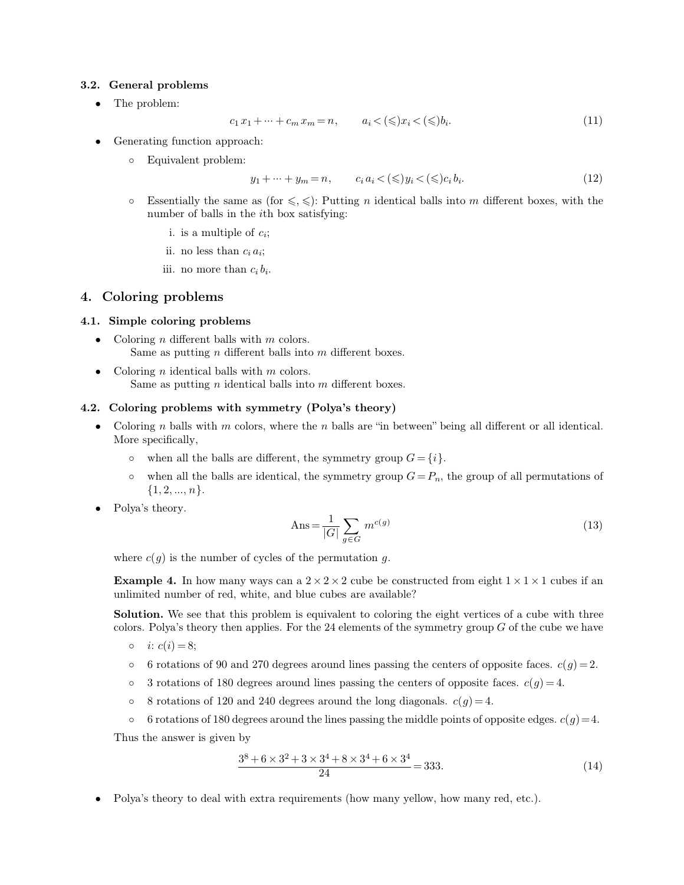### 3.2. General problems

- The problem:

$$c_1 x_1 + \cdots + c_m x_m = n, \qquad a_i < (\leqslant) x_i < (\leqslant) b_i. \tag{11}$$

- Generating function approach:
  - Equivalent problem:

$$y_1 + \cdots + y_m = n, \qquad c_i a_i < (\leqslant) y_i < (\leqslant) c_i b_i. \tag{12}$$

  - Essentially the same as (for $\leqslant, \leqslant$): Putting $n$ identical balls into $m$ different boxes, with the number of balls in the $i$th box satisfying:
    i. is a multiple of $c_i$;
    ii. no less than $c_i a_i$;
    iii. no more than $c_i b_i$.

## 4. Coloring problems

### 4.1. Simple coloring problems

- Coloring $n$ different balls with $m$ colors.
  Same as putting $n$ different balls into $m$ different boxes.
- Coloring $n$ identical balls with $m$ colors.
  Same as putting $n$ identical balls into $m$ different boxes.

### 4.2. Coloring problems with symmetry (Polya's theory)

- Coloring $n$ balls with $m$ colors, where the $n$ balls are "in between" being all different or all identical. More specifically,
  - when all the balls are different, the symmetry group $G = \{i\}$.
  - when all the balls are identical, the symmetry group $G = P_n$, the group of all permutations of $\{1, 2, \ldots, n\}$.
- Polya's theory.

$$\text{Ans} = \frac{1}{|G|} \sum_{g \in G} m^{c(g)} \tag{13}$$

  where $c(g)$ is the number of cycles of the permutation $g$.

  **Example 4.** In how many ways can a $2 \times 2 \times 2$ cube be constructed from eight $1 \times 1 \times 1$ cubes if an unlimited number of red, white, and blue cubes are available?

  **Solution.** We see that this problem is equivalent to coloring the eight vertices of a cube with three colors. Polya's theory then applies. For the 24 elements of the symmetry group $G$ of the cube we have

  - $i$: $c(i) = 8$;
  - 6 rotations of 90 and 270 degrees around lines passing the centers of opposite faces. $c(g) = 2$.
  - 3 rotations of 180 degrees around lines passing the centers of opposite faces. $c(g) = 4$.
  - 8 rotations of 120 and 240 degrees around the long diagonals. $c(g) = 4$.
  - 6 rotations of 180 degrees around the lines passing the middle points of opposite edges. $c(g) = 4$.

  Thus the answer is given by

$$\frac{3^8 + 6 \times 3^2 + 3 \times 3^4 + 8 \times 3^4 + 6 \times 3^4}{24} = 333. \tag{14}$$

- Polya's theory to deal with extra requirements (how many yellow, how many red, etc.).